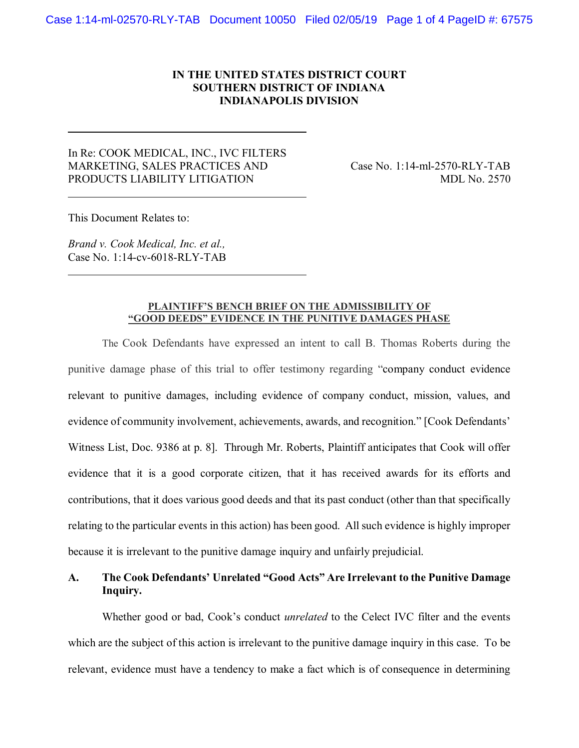IN THE UNITED STATES DISTRICT COURT
SOUTHERN DISTRICT OF INDIANA
INDIANAPOLIS DIVISION

In Re: COOK MEDICAL, INC., IVC FILTERS MARKETING, SALES PRACTICES AND PRODUCTS LIABILITY LITIGATION

Case No. 1:14-ml-2570-RLY-TAB
MDL No. 2570

This Document Relates to:

*Brand v. Cook Medical, Inc. et al.,*
Case No. 1:14-cv-6018-RLY-TAB

**PLAINTIFF'S BENCH BRIEF ON THE ADMISSIBILITY OF "GOOD DEEDS" EVIDENCE IN THE PUNITIVE DAMAGES PHASE**

The Cook Defendants have expressed an intent to call B. Thomas Roberts during the punitive damage phase of this trial to offer testimony regarding "company conduct evidence relevant to punitive damages, including evidence of company conduct, mission, values, and evidence of community involvement, achievements, awards, and recognition." [Cook Defendants' Witness List, Doc. 9386 at p. 8]. Through Mr. Roberts, Plaintiff anticipates that Cook will offer evidence that it is a good corporate citizen, that it has received awards for its efforts and contributions, that it does various good deeds and that its past conduct (other than that specifically relating to the particular events in this action) has been good. All such evidence is highly improper because it is irrelevant to the punitive damage inquiry and unfairly prejudicial.

## A. The Cook Defendants' Unrelated "Good Acts" Are Irrelevant to the Punitive Damage Inquiry.

Whether good or bad, Cook's conduct *unrelated* to the Celect IVC filter and the events which are the subject of this action is irrelevant to the punitive damage inquiry in this case. To be relevant, evidence must have a tendency to make a fact which is of consequence in determining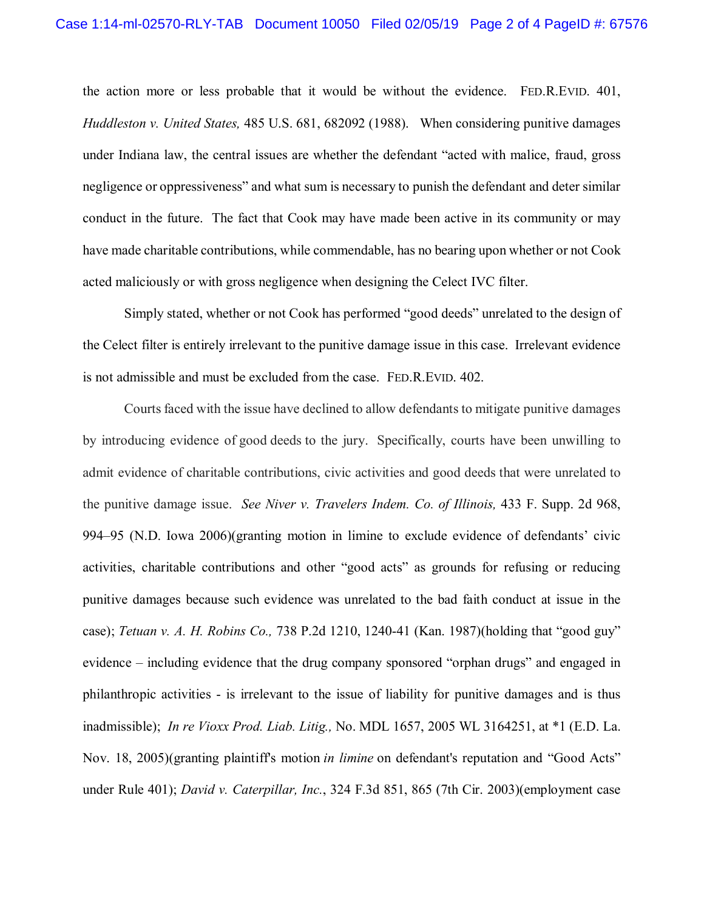the action more or less probable that it would be without the evidence. FED.R.EVID. 401, *Huddleston v. United States,* 485 U.S. 681, 682092 (1988). When considering punitive damages under Indiana law, the central issues are whether the defendant "acted with malice, fraud, gross negligence or oppressiveness" and what sum is necessary to punish the defendant and deter similar conduct in the future. The fact that Cook may have made been active in its community or may have made charitable contributions, while commendable, has no bearing upon whether or not Cook acted maliciously or with gross negligence when designing the Celect IVC filter.

Simply stated, whether or not Cook has performed "good deeds" unrelated to the design of the Celect filter is entirely irrelevant to the punitive damage issue in this case. Irrelevant evidence is not admissible and must be excluded from the case. FED.R.EVID. 402.

Courts faced with the issue have declined to allow defendants to mitigate punitive damages by introducing evidence of good deeds to the jury. Specifically, courts have been unwilling to admit evidence of charitable contributions, civic activities and good deeds that were unrelated to the punitive damage issue. *See Niver v. Travelers Indem. Co. of Illinois,* 433 F. Supp. 2d 968, 994–95 (N.D. Iowa 2006)(granting motion in limine to exclude evidence of defendants' civic activities, charitable contributions and other "good acts" as grounds for refusing or reducing punitive damages because such evidence was unrelated to the bad faith conduct at issue in the case); *Tetuan v. A. H. Robins Co.,* 738 P.2d 1210, 1240-41 (Kan. 1987)(holding that "good guy" evidence – including evidence that the drug company sponsored "orphan drugs" and engaged in philanthropic activities - is irrelevant to the issue of liability for punitive damages and is thus inadmissible); *In re Vioxx Prod. Liab. Litig.,* No. MDL 1657, 2005 WL 3164251, at *1 (E.D. La. Nov. 18, 2005)(granting plaintiff's motion *in limine* on defendant's reputation and "Good Acts" under Rule 401); *David v. Caterpillar, Inc.*, 324 F.3d 851, 865 (7th Cir. 2003)(employment case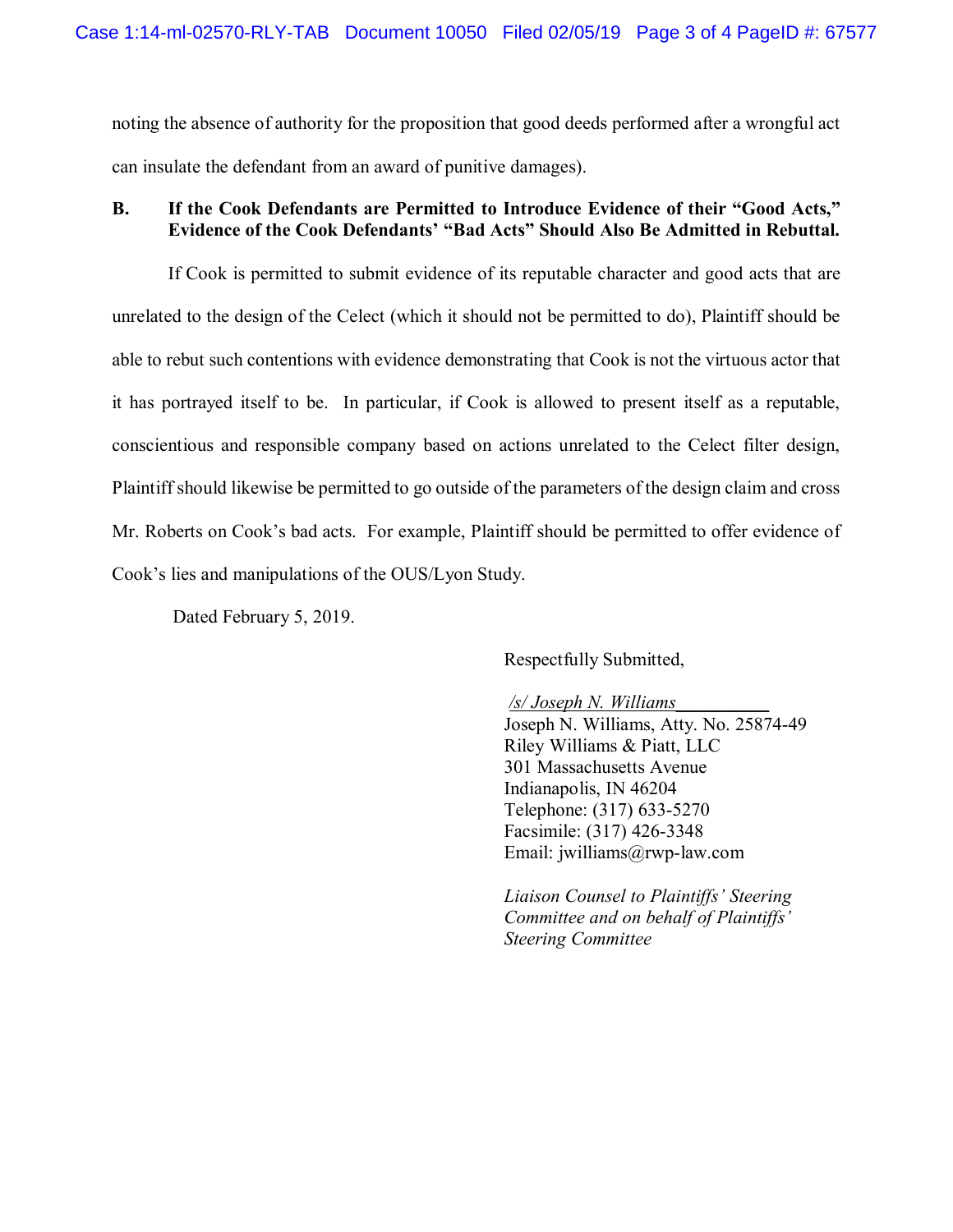noting the absence of authority for the proposition that good deeds performed after a wrongful act can insulate the defendant from an award of punitive damages).

**B. If the Cook Defendants are Permitted to Introduce Evidence of their "Good Acts," Evidence of the Cook Defendants' "Bad Acts" Should Also Be Admitted in Rebuttal.**

If Cook is permitted to submit evidence of its reputable character and good acts that are unrelated to the design of the Celect (which it should not be permitted to do), Plaintiff should be able to rebut such contentions with evidence demonstrating that Cook is not the virtuous actor that it has portrayed itself to be. In particular, if Cook is allowed to present itself as a reputable, conscientious and responsible company based on actions unrelated to the Celect filter design, Plaintiff should likewise be permitted to go outside of the parameters of the design claim and cross Mr. Roberts on Cook's bad acts. For example, Plaintiff should be permitted to offer evidence of Cook's lies and manipulations of the OUS/Lyon Study.

Dated February 5, 2019.

Respectfully Submitted,

*/s/ Joseph N. Williams*
Joseph N. Williams, Atty. No. 25874-49
Riley Williams & Piatt, LLC
301 Massachusetts Avenue
Indianapolis, IN 46204
Telephone: (317) 633-5270
Facsimile: (317) 426-3348
Email: jwilliams@rwp-law.com

*Liaison Counsel to Plaintiffs' Steering Committee and on behalf of Plaintiffs' Steering Committee*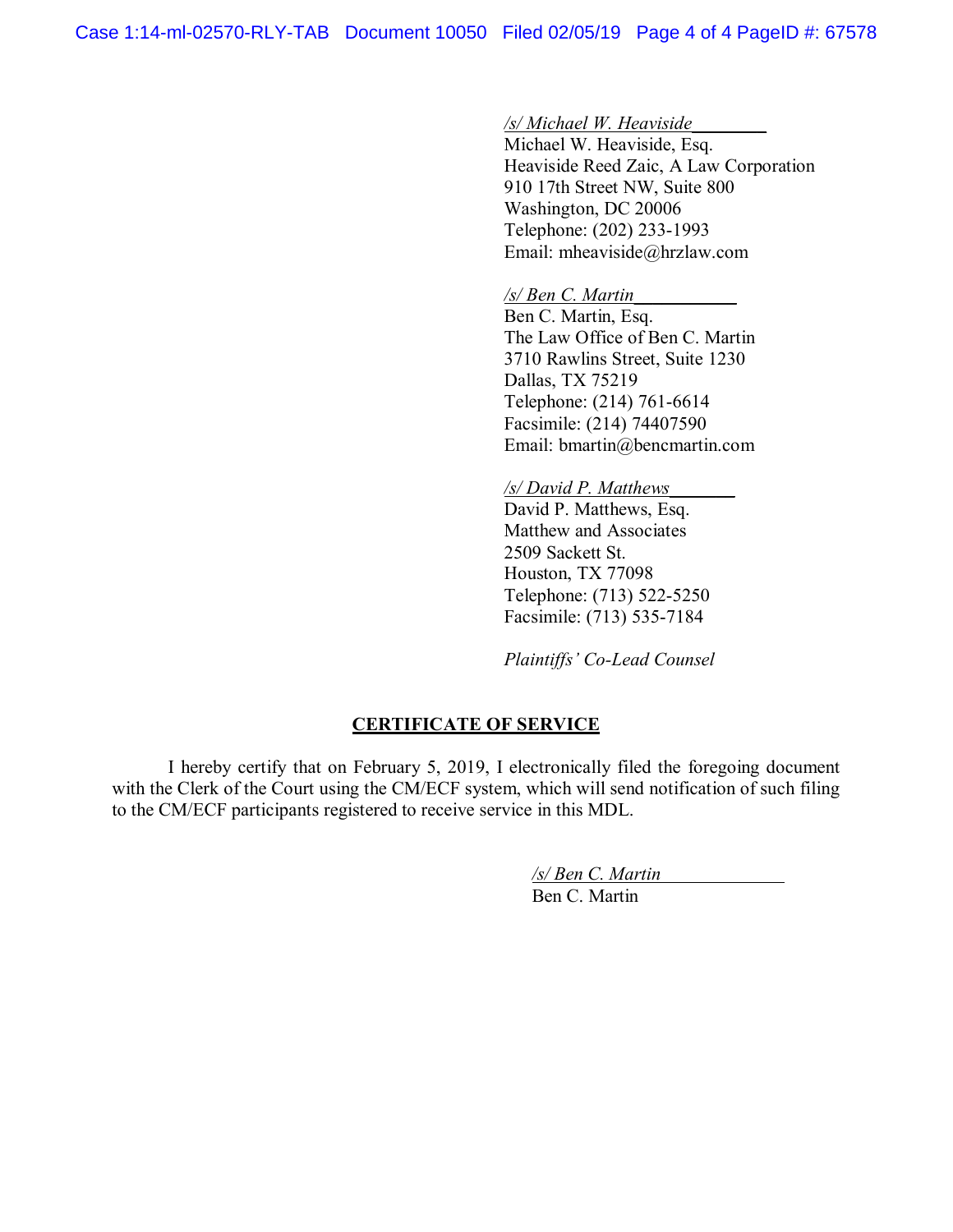*/s/ Michael W. Heaviside*  
Michael W. Heaviside, Esq.  
Heaviside Reed Zaic, A Law Corporation  
910 17th Street NW, Suite 800  
Washington, DC 20006  
Telephone: (202) 233-1993  
Email: mheaviside@hrzlaw.com

*/s/ Ben C. Martin*  
Ben C. Martin, Esq.  
The Law Office of Ben C. Martin  
3710 Rawlins Street, Suite 1230  
Dallas, TX 75219  
Telephone: (214) 761-6614  
Facsimile: (214) 74407590  
Email: bmartin@bencmartin.com

*/s/ David P. Matthews*  
David P. Matthews, Esq.  
Matthew and Associates  
2509 Sackett St.  
Houston, TX 77098  
Telephone: (713) 522-5250  
Facsimile: (713) 535-7184

*Plaintiffs' Co-Lead Counsel*

**CERTIFICATE OF SERVICE**

I hereby certify that on February 5, 2019, I electronically filed the foregoing document with the Clerk of the Court using the CM/ECF system, which will send notification of such filing to the CM/ECF participants registered to receive service in this MDL.

*/s/ Ben C. Martin*  
Ben C. Martin